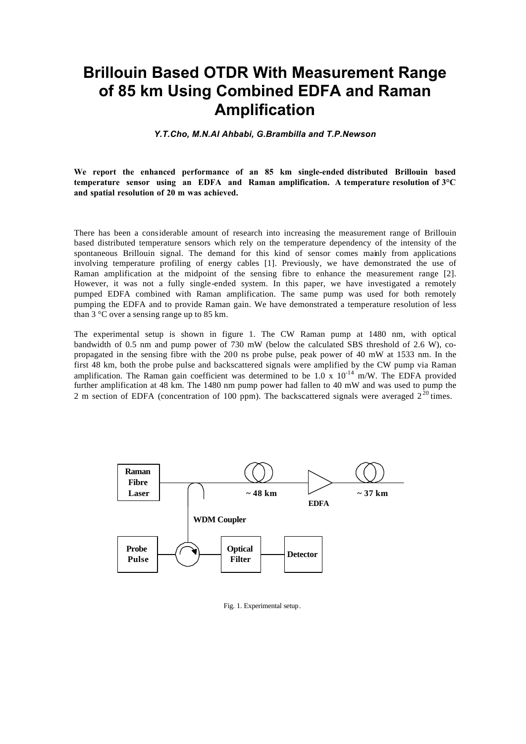# Brillouin Based OTDR With Measurement Range of 85 km Using Combined EDFA and Raman Amplification

***Y.T.Cho, M.N.Al Ahbabi, G.Brambilla and T.P.Newson***

**We report the enhanced performance of an 85 km single-ended distributed Brillouin based temperature sensor using an EDFA and Raman amplification. A temperature resolution of 3°C and spatial resolution of 20 m was achieved.**

There has been a considerable amount of research into increasing the measurement range of Brillouin based distributed temperature sensors which rely on the temperature dependency of the intensity of the spontaneous Brillouin signal. The demand for this kind of sensor comes mainly from applications involving temperature profiling of energy cables [1]. Previously, we have demonstrated the use of Raman amplification at the midpoint of the sensing fibre to enhance the measurement range [2]. However, it was not a fully single-ended system. In this paper, we have investigated a remotely pumped EDFA combined with Raman amplification. The same pump was used for both remotely pumping the EDFA and to provide Raman gain. We have demonstrated a temperature resolution of less than 3 °C over a sensing range up to 85 km.

The experimental setup is shown in figure 1. The CW Raman pump at 1480 nm, with optical bandwidth of 0.5 nm and pump power of 730 mW (below the calculated SBS threshold of 2.6 W), co-propagated in the sensing fibre with the 200 ns probe pulse, peak power of 40 mW at 1533 nm. In the first 48 km, both the probe pulse and backscattered signals were amplified by the CW pump via Raman amplification. The Raman gain coefficient was determined to be $1.0 \times 10^{-14}$ m/W. The EDFA provided further amplification at 48 km. The 1480 nm pump power had fallen to 40 mW and was used to pump the 2 m section of EDFA (concentration of 100 ppm). The backscattered signals were averaged $2^{20}$ times.

Raman Fibre Laser | ~ 48 km | EDFA | ~ 37 km | WDM Coupler | Probe Pulse | Optical Filter | Detector

Fig. 1. Experimental setup.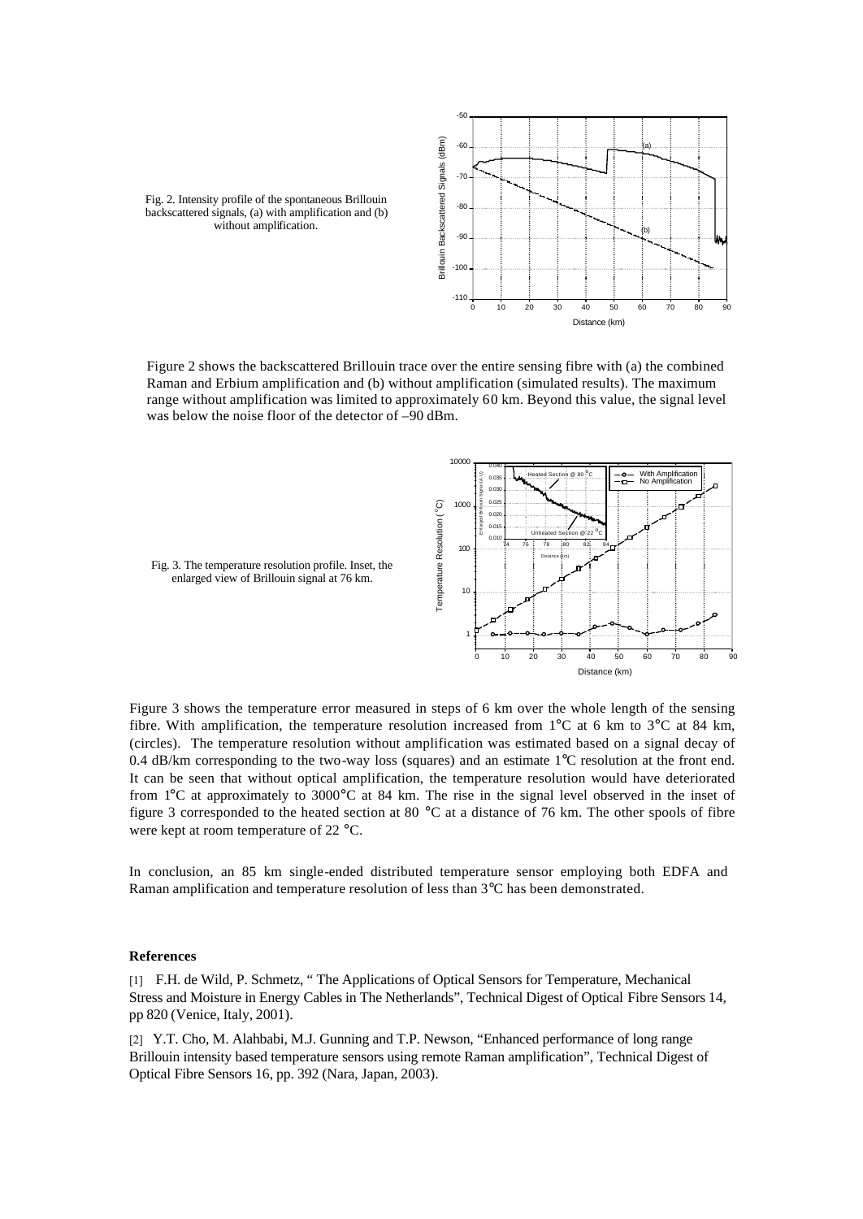Fig. 2. Intensity profile of the spontaneous Brillouin backscattered signals, (a) with amplification and (b) without amplification.

Brillouin Backscattered Signals (dBm)
-50
-60
-70
-80
-90
-100
-110
(a)
(b)
0 10 20 30 40 50 60 70 80 90
Distance (km)

Figure 2 shows the backscattered Brillouin trace over the entire sensing fibre with (a) the combined Raman and Erbium amplification and (b) without amplification (simulated results). The maximum range without amplification was limited to approximately 60 km. Beyond this value, the signal level was below the noise floor of the detector of –90 dBm.

Fig. 3. The temperature resolution profile. Inset, the enlarged view of Brillouin signal at 76 km.

Temperature Resolution (°C)
10000
1000
100
10
1
0 10 20 30 40 50 60 70 80 90
Distance (km)
With Amplification
No Amplification
Heated Section @ 80 °C
Unheated Section @ 22 °C
Enlarged Brillouin Signal (A.U)
0.040
0.035
0.030
0.025
0.020
0.015
0.010
74 76 78 80 82 84
Distance (km)

Figure 3 shows the temperature error measured in steps of 6 km over the whole length of the sensing fibre. With amplification, the temperature resolution increased from 1°C at 6 km to 3°C at 84 km, (circles). The temperature resolution without amplification was estimated based on a signal decay of 0.4 dB/km corresponding to the two-way loss (squares) and an estimate 1°C resolution at the front end. It can be seen that without optical amplification, the temperature resolution would have deteriorated from 1°C at approximately to 3000°C at 84 km. The rise in the signal level observed in the inset of figure 3 corresponded to the heated section at 80 °C at a distance of 76 km. The other spools of fibre were kept at room temperature of 22 °C.

In conclusion, an 85 km single-ended distributed temperature sensor employing both EDFA and Raman amplification and temperature resolution of less than 3°C has been demonstrated.

#### References

[1] F.H. de Wild, P. Schmetz, " The Applications of Optical Sensors for Temperature, Mechanical Stress and Moisture in Energy Cables in The Netherlands", Technical Digest of Optical Fibre Sensors 14, pp 820 (Venice, Italy, 2001).

[2] Y.T. Cho, M. Alahbabi, M.J. Gunning and T.P. Newson, "Enhanced performance of long range Brillouin intensity based temperature sensors using remote Raman amplification", Technical Digest of Optical Fibre Sensors 16, pp. 392 (Nara, Japan, 2003).